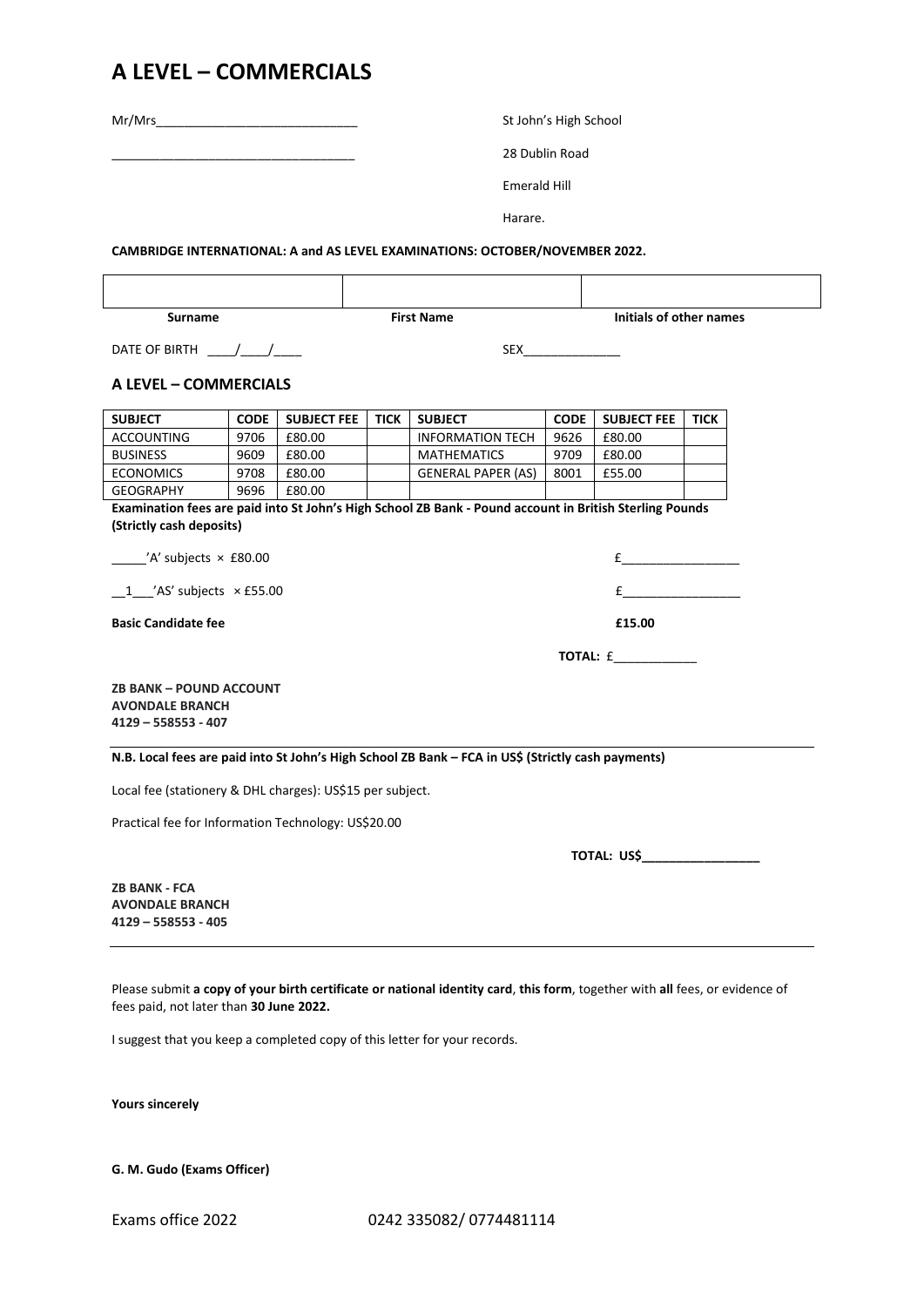# A LEVEL – COMMERCIALS

Mr/Mrs_____________________________

___________________________________

St John's High School

28 Dublin Road

Emerald Hill

Harare.

**CAMBRIDGE INTERNATIONAL: A and AS LEVEL EXAMINATIONS: OCTOBER/NOVEMBER 2022.**

| | | |
|---|---|---|
| | | |
| **Surname** | **First Name** | **Initials of other names** |

DATE OF BIRTH ____/____/____

SEX______________

## A LEVEL – COMMERCIALS

| SUBJECT | CODE | SUBJECT FEE | TICK | SUBJECT | CODE | SUBJECT FEE | TICK |
|---|---|---|---|---|---|---|---|
| ACCOUNTING | 9706 | £80.00 | | INFORMATION TECH | 9626 | £80.00 | |
| BUSINESS | 9609 | £80.00 | | MATHEMATICS | 9709 | £80.00 | |
| ECONOMICS | 9708 | £80.00 | | GENERAL PAPER (AS) | 8001 | £55.00 | |
| GEOGRAPHY | 9696 | £80.00 | | | | | |

**Examination fees are paid into St John's High School ZB Bank - Pound account in British Sterling Pounds (Strictly cash deposits)**

_____'A' subjects × £80.00 £_________________

__1___'AS' subjects × £55.00 £_________________

**Basic Candidate fee** **£15.00**

**TOTAL:** £____________

**ZB BANK – POUND ACCOUNT**
**AVONDALE BRANCH**
**4129 – 558553 - 407**

---

**N.B. Local fees are paid into St John's High School ZB Bank – FCA in US$ (Strictly cash payments)**

Local fee (stationery & DHL charges): US$15 per subject.

Practical fee for Information Technology: US$20.00

**TOTAL: US$_________________**

**ZB BANK - FCA**
**AVONDALE BRANCH**
**4129 – 558553 - 405**

---

Please submit **a copy of your birth certificate or national identity card**, **this form**, together with **all** fees, or evidence of fees paid, not later than **30 June 2022.**

I suggest that you keep a completed copy of this letter for your records.

**Yours sincerely**

**G. M. Gudo (Exams Officer)**

Exams office 2022 0242 335082/ 0774481114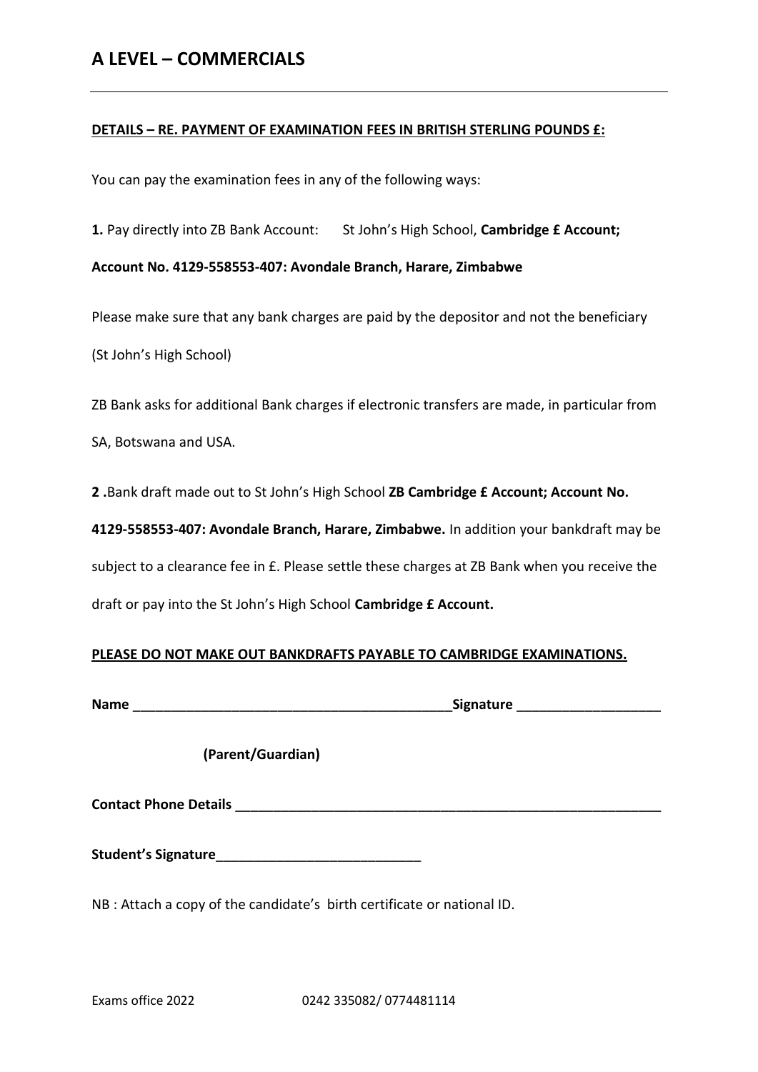# A LEVEL – COMMERCIALS

**DETAILS – RE. PAYMENT OF EXAMINATION FEES IN BRITISH STERLING POUNDS £:**

You can pay the examination fees in any of the following ways:

**1.** Pay directly into ZB Bank Account: St John's High School, **Cambridge £ Account; Account No. 4129-558553-407: Avondale Branch, Harare, Zimbabwe**

Please make sure that any bank charges are paid by the depositor and not the beneficiary (St John's High School)

ZB Bank asks for additional Bank charges if electronic transfers are made, in particular from SA, Botswana and USA.

**2 .**Bank draft made out to St John's High School **ZB Cambridge £ Account; Account No. 4129-558553-407: Avondale Branch, Harare, Zimbabwe.** In addition your bankdraft may be subject to a clearance fee in £. Please settle these charges at ZB Bank when you receive the draft or pay into the St John's High School **Cambridge £ Account.**

**PLEASE DO NOT MAKE OUT BANKDRAFTS PAYABLE TO CAMBRIDGE EXAMINATIONS.**

**Name** ___________________________________________ **Signature** ___________________

**(Parent/Guardian)**

**Contact Phone Details** ___________________________________________________________

**Student's Signature**___________________________

NB : Attach a copy of the candidate's birth certificate or national ID.

Exams office 2022 0242 335082/ 0774481114